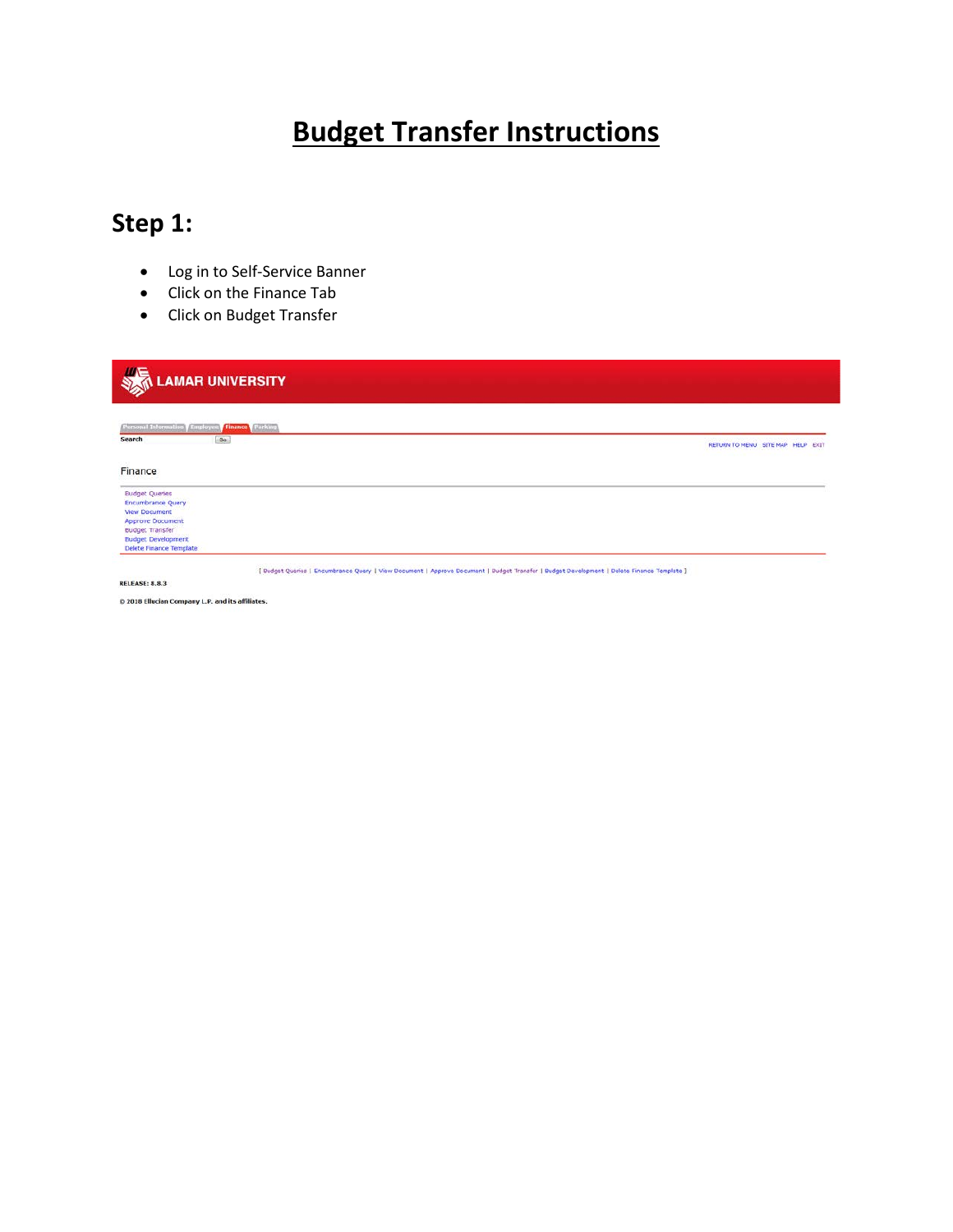# Budget Transfer Instructions

## Step 1:

- Log in to Self-Service Banner
- Click on the Finance Tab
- Click on Budget Transfer

LAMAR UNIVERSITY

Personal Information | Employee | Finance | Parking

Search Go

RETURN TO MENU SITE MAP HELP EXIT

Finance

Budget Queries
Encumbrance Query
View Document
Approve Document
Budget Transfer
Budget Development
Delete Finance Template

[ Budget Queries | Encumbrance Query | View Document | Approve Document | Budget Transfer | Budget Development | Delete Finance Template ]

RELEASE: 8.8.3

© 2018 Ellucian Company L.P. and its affiliates.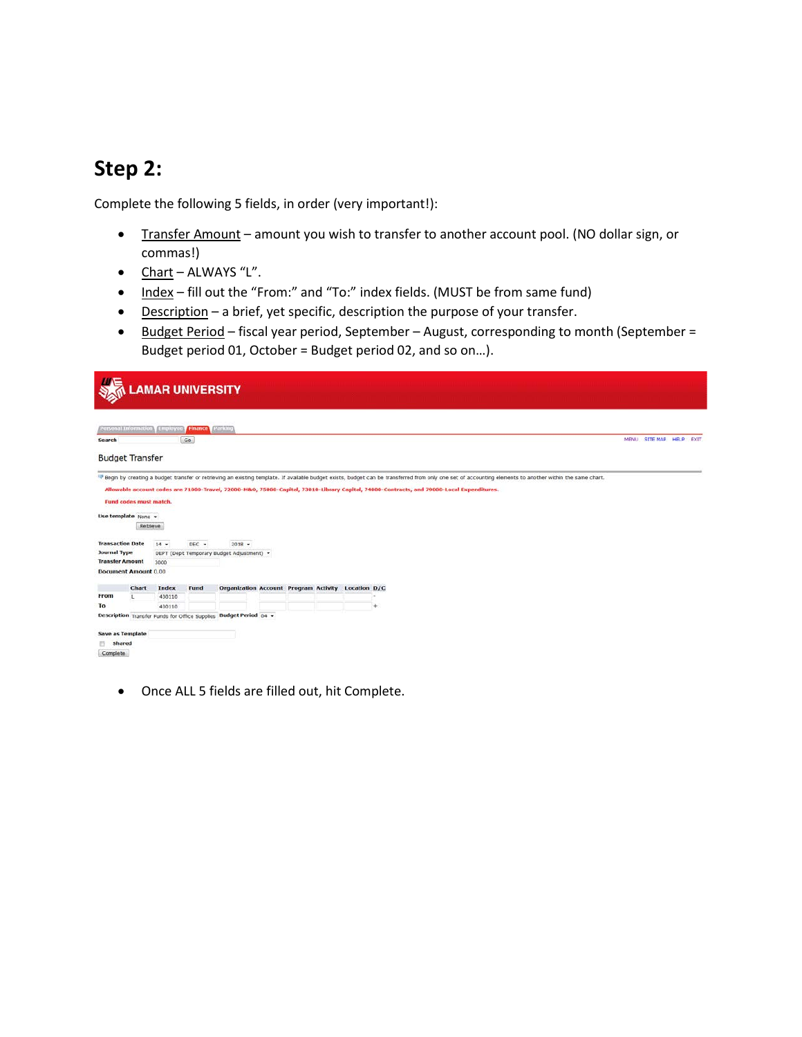## Step 2:

Complete the following 5 fields, in order (very important!):

- Transfer Amount – amount you wish to transfer to another account pool. (NO dollar sign, or commas!)
- Chart – ALWAYS "L".
- Index – fill out the "From:" and "To:" index fields. (MUST be from same fund)
- Description – a brief, yet specific, description the purpose of your transfer.
- Budget Period – fiscal year period, September – August, corresponding to month (September = Budget period 01, October = Budget period 02, and so on…).

- Once ALL 5 fields are filled out, hit Complete.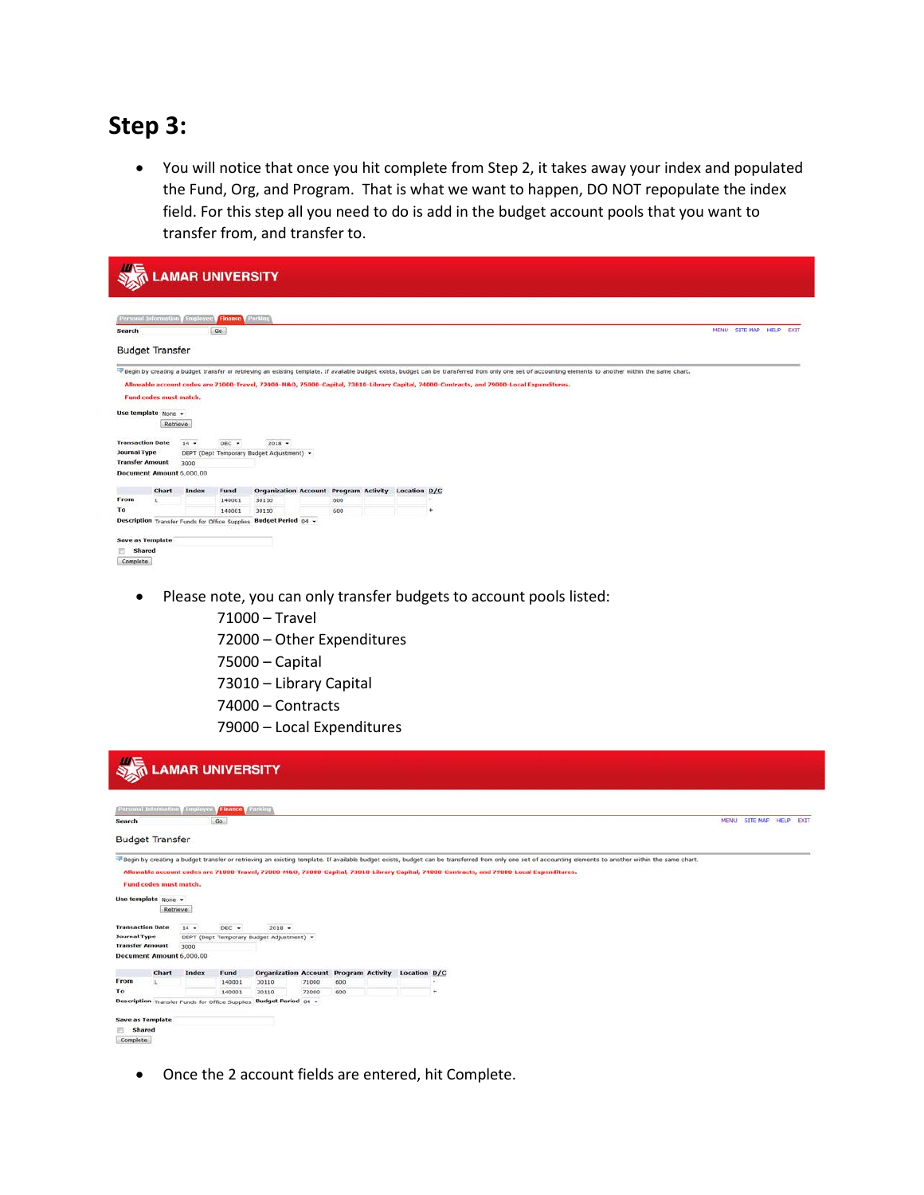## Step 3:

- You will notice that once you hit complete from Step 2, it takes away your index and populated the Fund, Org, and Program. That is what we want to happen, DO NOT repopulate the index field. For this step all you need to do is add in the budget account pools that you want to transfer from, and transfer to.

LAMAR UNIVERSITY

Personal Information | Employee | Finance | Parking

Search [Go]

MENU SITE MAP HELP EXIT

Budget Transfer

Begin by creating a budget transfer or retrieving an existing template. If available budget exists, budget can be transferred from only one set of accounting elements to another within the same chart.

Allowable account codes are 71000-Travel, 72000-M&O, 75000-Capital, 73010-Library Capital, 74000-Contracts, and 79000-Local Expenditures.

Fund codes must match.

Use template: None [Retrieve]

Transaction Date: 14 DEC 2018
Journal Type: DEPT (Dept Temporary Budget Adjustment)
Transfer Amount: 3000
Document Amount: 6,000.00

| | Chart | Index | Fund | Organization | Account | Program | Activity | Location | D/C |
|---|---|---|---|---|---|---|---|---|---|
| From | L | | 140001 | 30110 | | 600 | | | - |
| To | | | 140001 | 30110 | | 600 | | | + |

Description: Transfer Funds for Office Supplies  Budget Period: 04

Save as Template
Shared
[Complete]

- Please note, you can only transfer budgets to account pools listed:
  - 71000 – Travel
  - 72000 – Other Expenditures
  - 75000 – Capital
  - 73010 – Library Capital
  - 74000 – Contracts
  - 79000 – Local Expenditures

LAMAR UNIVERSITY

Personal Information | Employee | Finance | Parking

Search [Go]

MENU SITE MAP HELP EXIT

Budget Transfer

Begin by creating a budget transfer or retrieving an existing template. If available budget exists, budget can be transferred from only one set of accounting elements to another within the same chart.

Allowable account codes are 71000-Travel, 72000-M&O, 75000-Capital, 73010-Library Capital, 74000-Contracts, and 79000-Local Expenditures.

Fund codes must match.

Use template: None [Retrieve]

Transaction Date: 14 DEC 2018
Journal Type: DEPT (Dept Temporary Budget Adjustment)
Transfer Amount: 3000
Document Amount: 6,000.00

| | Chart | Index | Fund | Organization | Account | Program | Activity | Location | D/C |
|---|---|---|---|---|---|---|---|---|---|
| From | L | | 140001 | 30110 | 71000 | 600 | | | - |
| To | | | 140001 | 30110 | 72000 | 600 | | | + |

Description: Transfer Funds for Office Supplies  Budget Period: 04

Save as Template
Shared
[Complete]

- Once the 2 account fields are entered, hit Complete.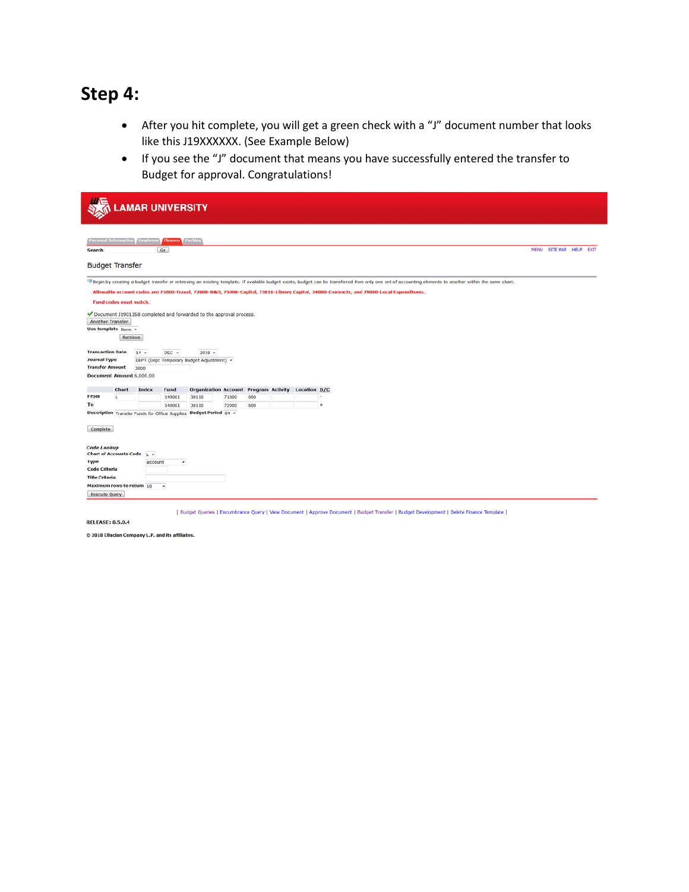# Step 4:

- After you hit complete, you will get a green check with a "J" document number that looks like this J19XXXXXX. (See Example Below)
- If you see the "J" document that means you have successfully entered the transfer to Budget for approval. Congratulations!

LAMAR UNIVERSITY

Personal Information | Employee | Finance | Parking

Search [ ] Go

MENU SITE MAP HELP EXIT

Budget Transfer

Begin by creating a budget transfer or retrieving an existing template. If available budget exists, budget can be transferred from only one set of accounting elements to another within the same chart.

Allowable account codes are 71000-Travel, 72000-M&O, 75000-Capital, 73010-Library Capital, 74000-Contracts, and 79000-Local Expenditures.

Fund codes must match.

✔ Document J1901358 completed and forwarded to the approval process.

Another Transfer

Use template None

Retrieve

**Transaction Date** 14 DEC 2018

**Journal Type** DEPT (Dept Temporary Budget Adjustment)

**Transfer Amount** 3000

**Document Amount** 6,000.00

| | Chart | Index | Fund | Organization | Account | Program | Activity | Location | D/C |
|---|---|---|---|---|---|---|---|---|---|
| From | L | | 140001 | 30110 | 71000 | 600 | | | - |
| To | | | 140001 | 30110 | 72000 | 600 | | | + |

**Description** Transfer Funds for Office Supplies **Budget Period** 04

Complete

*Code Lookup*

**Chart of Accounts Code** L

**Type** account

**Code Criteria**

**Title Criteria**

**Maximum rows to return** 10

Execute Query

[ Budget Queries | Encumbrance Query | View Document | Approve Document | Budget Transfer | Budget Development | Delete Finance Template ]

RELEASE: 8.5.0.4

© 2018 Ellucian Company L.P. and its affiliates.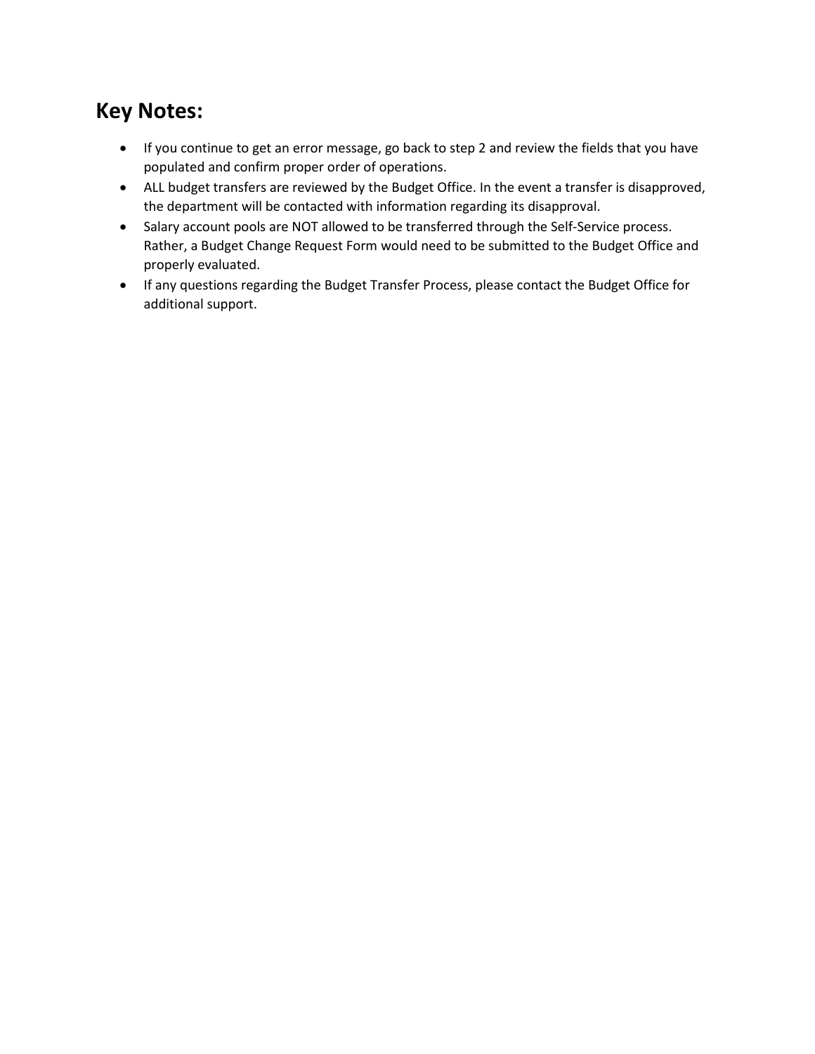## Key Notes:

- If you continue to get an error message, go back to step 2 and review the fields that you have populated and confirm proper order of operations.
- ALL budget transfers are reviewed by the Budget Office. In the event a transfer is disapproved, the department will be contacted with information regarding its disapproval.
- Salary account pools are NOT allowed to be transferred through the Self-Service process. Rather, a Budget Change Request Form would need to be submitted to the Budget Office and properly evaluated.
- If any questions regarding the Budget Transfer Process, please contact the Budget Office for additional support.